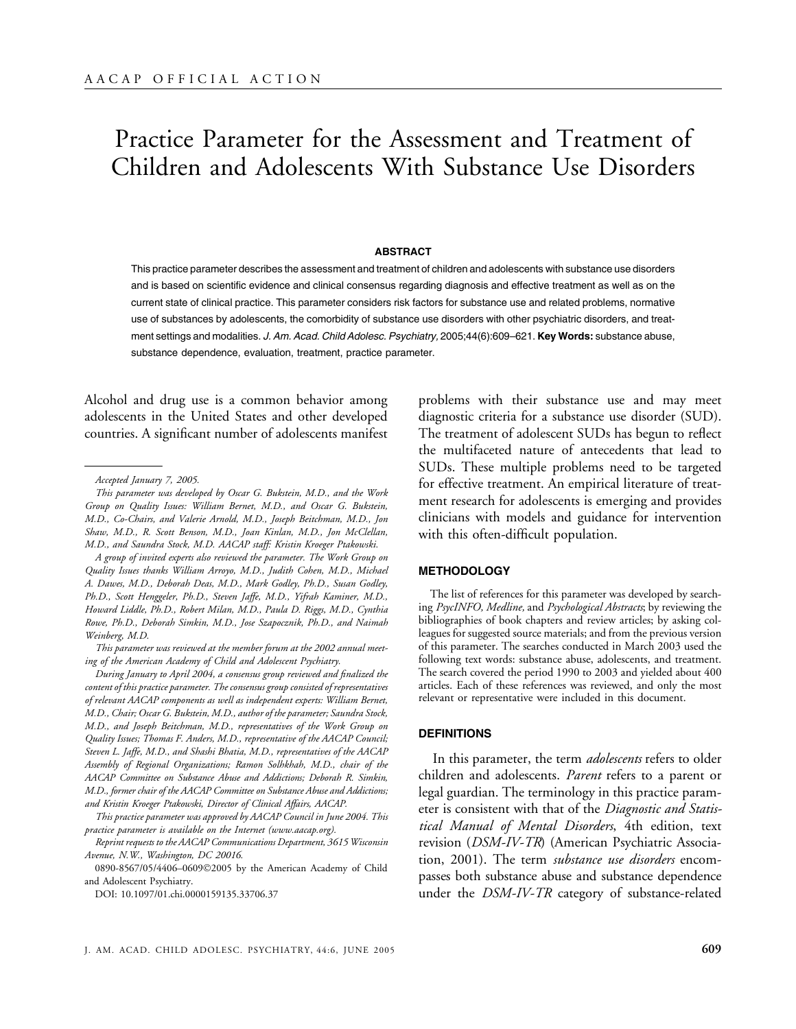AACAP OFFICIAL ACTION

# Practice Parameter for the Assessment and Treatment of Children and Adolescents With Substance Use Disorders

## ABSTRACT

This practice parameter describes the assessment and treatment of children and adolescents with substance use disorders and is based on scientific evidence and clinical consensus regarding diagnosis and effective treatment as well as on the current state of clinical practice. This parameter considers risk factors for substance use and related problems, normative use of substances by adolescents, the comorbidity of substance use disorders with other psychiatric disorders, and treatment settings and modalities. *J. Am. Acad. Child Adolesc. Psychiatry,* 2005;44(6):609–621. **Key Words:** substance abuse, substance dependence, evaluation, treatment, practice parameter.

Alcohol and drug use is a common behavior among adolescents in the United States and other developed countries. A significant number of adolescents manifest problems with their substance use and may meet diagnostic criteria for a substance use disorder (SUD). The treatment of adolescent SUDs has begun to reflect the multifaceted nature of antecedents that lead to SUDs. These multiple problems need to be targeted for effective treatment. An empirical literature of treatment research for adolescents is emerging and provides clinicians with models and guidance for intervention with this often-difficult population.

## METHODOLOGY

The list of references for this parameter was developed by searching *PsycINFO, Medline,* and *Psychological Abstracts*; by reviewing the bibliographies of book chapters and review articles; by asking colleagues for suggested source materials; and from the previous version of this parameter. The searches conducted in March 2003 used the following text words: substance abuse, adolescents, and treatment. The search covered the period 1990 to 2003 and yielded about 400 articles. Each of these references was reviewed, and only the most relevant or representative were included in this document.

## DEFINITIONS

In this parameter, the term *adolescents* refers to older children and adolescents. *Parent* refers to a parent or legal guardian. The terminology in this practice parameter is consistent with that of the *Diagnostic and Statistical Manual of Mental Disorders*, 4th edition, text revision (*DSM-IV-TR*) (American Psychiatric Association, 2001). The term *substance use disorders* encompasses both substance abuse and substance dependence under the *DSM-IV-TR* category of substance-related

---

*Accepted January 7, 2005.*

*This parameter was developed by Oscar G. Bukstein, M.D., and the Work Group on Quality Issues: William Bernet, M.D., and Oscar G. Bukstein, M.D., Co-Chairs, and Valerie Arnold, M.D., Joseph Beitchman, M.D., Jon Shaw, M.D., R. Scott Benson, M.D., Joan Kinlan, M.D., Jon McClellan, M.D., and Saundra Stock, M.D. AACAP staff: Kristin Kroeger Ptakowski.*

*A group of invited experts also reviewed the parameter. The Work Group on Quality Issues thanks William Arroyo, M.D., Judith Cohen, M.D., Michael A. Dawes, M.D., Deborah Deas, M.D., Mark Godley, Ph.D., Susan Godley, Ph.D., Scott Henggeler, Ph.D., Steven Jaffe, M.D., Yifrah Kaminer, M.D., Howard Liddle, Ph.D., Robert Milan, M.D., Paula D. Riggs, M.D., Cynthia Rowe, Ph.D., Deborah Simkin, M.D., Jose Szapocznik, Ph.D., and Naimah Weinberg, M.D.*

*This parameter was reviewed at the member forum at the 2002 annual meeting of the American Academy of Child and Adolescent Psychiatry.*

*During January to April 2004, a consensus group reviewed and finalized the content of this practice parameter. The consensus group consisted of representatives of relevant AACAP components as well as independent experts: William Bernet, M.D., Chair; Oscar G. Bukstein, M.D., author of the parameter; Saundra Stock, M.D., and Joseph Beitchman, M.D., representatives of the Work Group on Quality Issues; Thomas F. Anders, M.D., representative of the AACAP Council; Steven L. Jaffe, M.D., and Shashi Bhatia, M.D., representatives of the AACAP Assembly of Regional Organizations; Ramon Solhkhah, M.D., chair of the AACAP Committee on Substance Abuse and Addictions; Deborah R. Simkin, M.D., former chair of the AACAP Committee on Substance Abuse and Addictions; and Kristin Kroeger Ptakowski, Director of Clinical Affairs, AACAP.*

*This practice parameter was approved by AACAP Council in June 2004. This practice parameter is available on the Internet (www.aacap.org).*

*Reprint requests to the AACAP Communications Department, 3615 Wisconsin Avenue, N.W., Washington, DC 20016.*

0890-8567/05/4406–0609©2005 by the American Academy of Child and Adolescent Psychiatry.

DOI: 10.1097/01.chi.0000159135.33706.37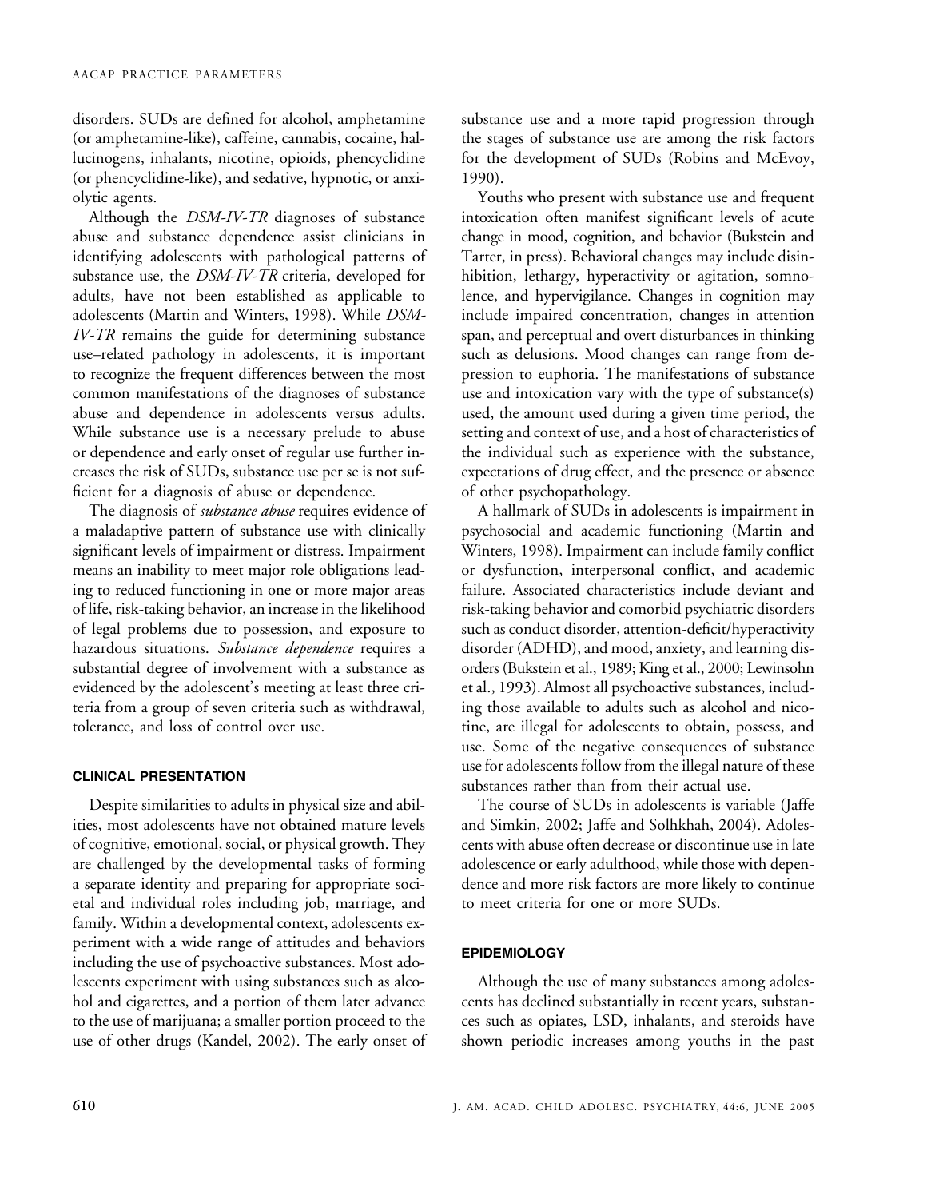disorders. SUDs are defined for alcohol, amphetamine (or amphetamine-like), caffeine, cannabis, cocaine, hallucinogens, inhalants, nicotine, opioids, phencyclidine (or phencyclidine-like), and sedative, hypnotic, or anxiolytic agents.

Although the *DSM-IV-TR* diagnoses of substance abuse and substance dependence assist clinicians in identifying adolescents with pathological patterns of substance use, the *DSM-IV-TR* criteria, developed for adults, have not been established as applicable to adolescents (Martin and Winters, 1998). While *DSM-IV-TR* remains the guide for determining substance use–related pathology in adolescents, it is important to recognize the frequent differences between the most common manifestations of the diagnoses of substance abuse and dependence in adolescents versus adults. While substance use is a necessary prelude to abuse or dependence and early onset of regular use further increases the risk of SUDs, substance use per se is not sufficient for a diagnosis of abuse or dependence.

The diagnosis of *substance abuse* requires evidence of a maladaptive pattern of substance use with clinically significant levels of impairment or distress. Impairment means an inability to meet major role obligations leading to reduced functioning in one or more major areas of life, risk-taking behavior, an increase in the likelihood of legal problems due to possession, and exposure to hazardous situations. *Substance dependence* requires a substantial degree of involvement with a substance as evidenced by the adolescent's meeting at least three criteria from a group of seven criteria such as withdrawal, tolerance, and loss of control over use.

## CLINICAL PRESENTATION

Despite similarities to adults in physical size and abilities, most adolescents have not obtained mature levels of cognitive, emotional, social, or physical growth. They are challenged by the developmental tasks of forming a separate identity and preparing for appropriate societal and individual roles including job, marriage, and family. Within a developmental context, adolescents experiment with a wide range of attitudes and behaviors including the use of psychoactive substances. Most adolescents experiment with using substances such as alcohol and cigarettes, and a portion of them later advance to the use of marijuana; a smaller portion proceed to the use of other drugs (Kandel, 2002). The early onset of substance use and a more rapid progression through the stages of substance use are among the risk factors for the development of SUDs (Robins and McEvoy, 1990).

Youths who present with substance use and frequent intoxication often manifest significant levels of acute change in mood, cognition, and behavior (Bukstein and Tarter, in press). Behavioral changes may include disinhibition, lethargy, hyperactivity or agitation, somnolence, and hypervigilance. Changes in cognition may include impaired concentration, changes in attention span, and perceptual and overt disturbances in thinking such as delusions. Mood changes can range from depression to euphoria. The manifestations of substance use and intoxication vary with the type of substance(s) used, the amount used during a given time period, the setting and context of use, and a host of characteristics of the individual such as experience with the substance, expectations of drug effect, and the presence or absence of other psychopathology.

A hallmark of SUDs in adolescents is impairment in psychosocial and academic functioning (Martin and Winters, 1998). Impairment can include family conflict or dysfunction, interpersonal conflict, and academic failure. Associated characteristics include deviant and risk-taking behavior and comorbid psychiatric disorders such as conduct disorder, attention-deficit/hyperactivity disorder (ADHD), and mood, anxiety, and learning disorders (Bukstein et al., 1989; King et al., 2000; Lewinsohn et al., 1993). Almost all psychoactive substances, including those available to adults such as alcohol and nicotine, are illegal for adolescents to obtain, possess, and use. Some of the negative consequences of substance use for adolescents follow from the illegal nature of these substances rather than from their actual use.

The course of SUDs in adolescents is variable (Jaffe and Simkin, 2002; Jaffe and Solhkhah, 2004). Adolescents with abuse often decrease or discontinue use in late adolescence or early adulthood, while those with dependence and more risk factors are more likely to continue to meet criteria for one or more SUDs.

## EPIDEMIOLOGY

Although the use of many substances among adolescents has declined substantially in recent years, substances such as opiates, LSD, inhalants, and steroids have shown periodic increases among youths in the past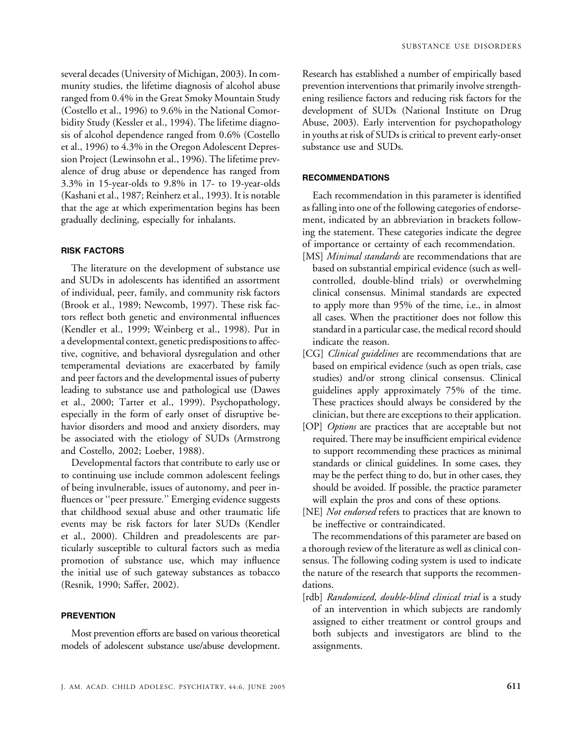several decades (University of Michigan, 2003). In community studies, the lifetime diagnosis of alcohol abuse ranged from 0.4% in the Great Smoky Mountain Study (Costello et al., 1996) to 9.6% in the National Comorbidity Study (Kessler et al., 1994). The lifetime diagnosis of alcohol dependence ranged from 0.6% (Costello et al., 1996) to 4.3% in the Oregon Adolescent Depression Project (Lewinsohn et al., 1996). The lifetime prevalence of drug abuse or dependence has ranged from 3.3% in 15-year-olds to 9.8% in 17- to 19-year-olds (Kashani et al., 1987; Reinherz et al., 1993). It is notable that the age at which experimentation begins has been gradually declining, especially for inhalants.

## RISK FACTORS

The literature on the development of substance use and SUDs in adolescents has identified an assortment of individual, peer, family, and community risk factors (Brook et al., 1989; Newcomb, 1997). These risk factors reflect both genetic and environmental influences (Kendler et al., 1999; Weinberg et al., 1998). Put in a developmental context, genetic predispositions to affective, cognitive, and behavioral dysregulation and other temperamental deviations are exacerbated by family and peer factors and the developmental issues of puberty leading to substance use and pathological use (Dawes et al., 2000; Tarter et al., 1999). Psychopathology, especially in the form of early onset of disruptive behavior disorders and mood and anxiety disorders, may be associated with the etiology of SUDs (Armstrong and Costello, 2002; Loeber, 1988).

Developmental factors that contribute to early use or to continuing use include common adolescent feelings of being invulnerable, issues of autonomy, and peer influences or "peer pressure." Emerging evidence suggests that childhood sexual abuse and other traumatic life events may be risk factors for later SUDs (Kendler et al., 2000). Children and preadolescents are particularly susceptible to cultural factors such as media promotion of substance use, which may influence the initial use of such gateway substances as tobacco (Resnik, 1990; Saffer, 2002).

## PREVENTION

Most prevention efforts are based on various theoretical models of adolescent substance use/abuse development. Research has established a number of empirically based prevention interventions that primarily involve strengthening resilience factors and reducing risk factors for the development of SUDs (National Institute on Drug Abuse, 2003). Early intervention for psychopathology in youths at risk of SUDs is critical to prevent early-onset substance use and SUDs.

## RECOMMENDATIONS

Each recommendation in this parameter is identified as falling into one of the following categories of endorsement, indicated by an abbreviation in brackets following the statement. These categories indicate the degree of importance or certainty of each recommendation.

- [MS] *Minimal standards* are recommendations that are based on substantial empirical evidence (such as well-controlled, double-blind trials) or overwhelming clinical consensus. Minimal standards are expected to apply more than 95% of the time, i.e., in almost all cases. When the practitioner does not follow this standard in a particular case, the medical record should indicate the reason.
- [CG] *Clinical guidelines* are recommendations that are based on empirical evidence (such as open trials, case studies) and/or strong clinical consensus. Clinical guidelines apply approximately 75% of the time. These practices should always be considered by the clinician, but there are exceptions to their application.
- [OP] *Options* are practices that are acceptable but not required. There may be insufficient empirical evidence to support recommending these practices as minimal standards or clinical guidelines. In some cases, they may be the perfect thing to do, but in other cases, they should be avoided. If possible, the practice parameter will explain the pros and cons of these options.
- [NE] *Not endorsed* refers to practices that are known to be ineffective or contraindicated.

The recommendations of this parameter are based on a thorough review of the literature as well as clinical consensus. The following coding system is used to indicate the nature of the research that supports the recommendations.

- [rdb] *Randomized, double-blind clinical trial* is a study of an intervention in which subjects are randomly assigned to either treatment or control groups and both subjects and investigators are blind to the assignments.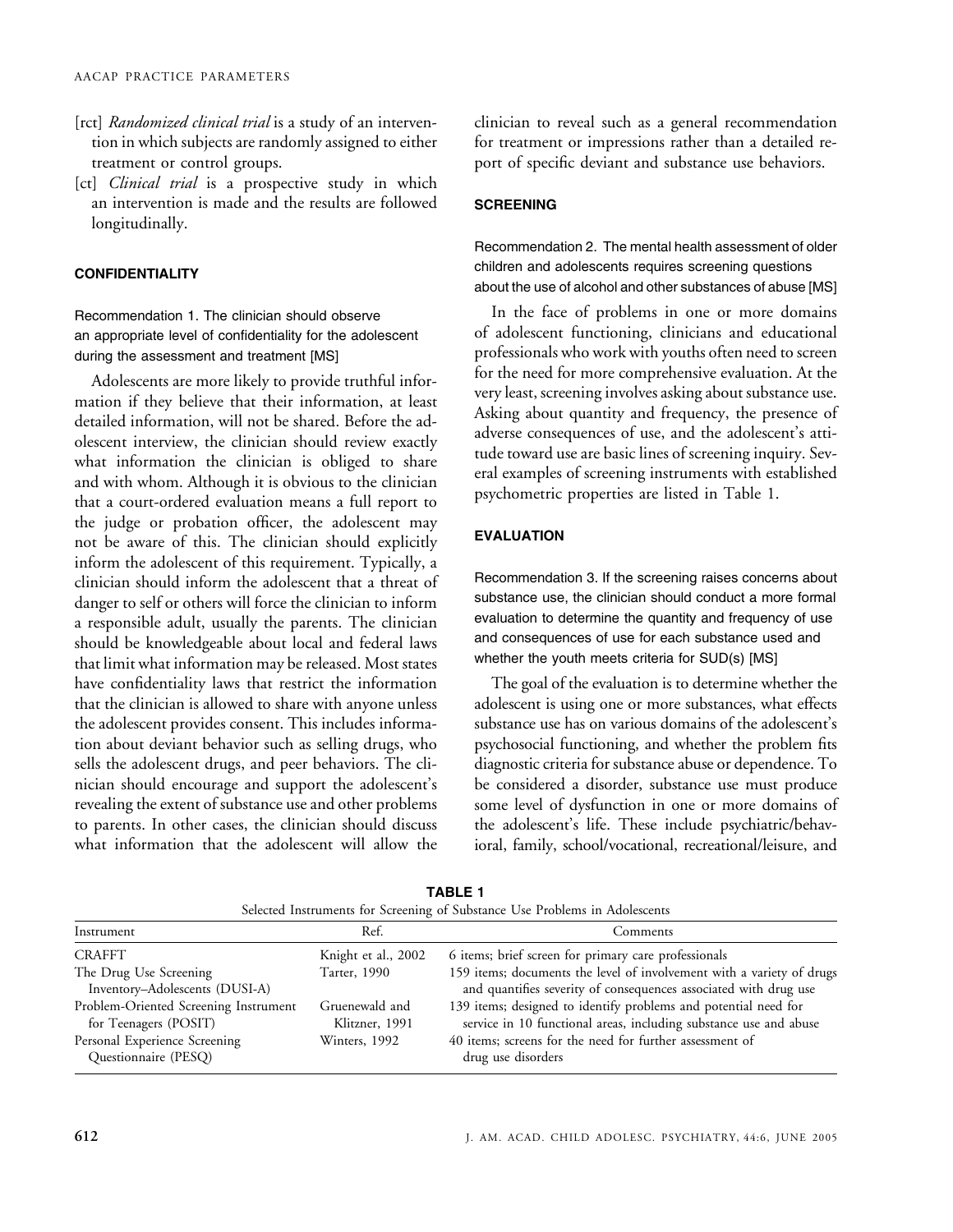- [rct] *Randomized clinical trial* is a study of an intervention in which subjects are randomly assigned to either treatment or control groups.
- [ct] *Clinical trial* is a prospective study in which an intervention is made and the results are followed longitudinally.

## CONFIDENTIALITY

### Recommendation 1. The clinician should observe an appropriate level of confidentiality for the adolescent during the assessment and treatment [MS]

Adolescents are more likely to provide truthful information if they believe that their information, at least detailed information, will not be shared. Before the adolescent interview, the clinician should review exactly what information the clinician is obliged to share and with whom. Although it is obvious to the clinician that a court-ordered evaluation means a full report to the judge or probation officer, the adolescent may not be aware of this. The clinician should explicitly inform the adolescent of this requirement. Typically, a clinician should inform the adolescent that a threat of danger to self or others will force the clinician to inform a responsible adult, usually the parents. The clinician should be knowledgeable about local and federal laws that limit what information may be released. Most states have confidentiality laws that restrict the information that the clinician is allowed to share with anyone unless the adolescent provides consent. This includes information about deviant behavior such as selling drugs, who sells the adolescent drugs, and peer behaviors. The clinician should encourage and support the adolescent's revealing the extent of substance use and other problems to parents. In other cases, the clinician should discuss what information that the adolescent will allow the clinician to reveal such as a general recommendation for treatment or impressions rather than a detailed report of specific deviant and substance use behaviors.

## SCREENING

### Recommendation 2. The mental health assessment of older children and adolescents requires screening questions about the use of alcohol and other substances of abuse [MS]

In the face of problems in one or more domains of adolescent functioning, clinicians and educational professionals who work with youths often need to screen for the need for more comprehensive evaluation. At the very least, screening involves asking about substance use. Asking about quantity and frequency, the presence of adverse consequences of use, and the adolescent's attitude toward use are basic lines of screening inquiry. Several examples of screening instruments with established psychometric properties are listed in Table 1.

## EVALUATION

### Recommendation 3. If the screening raises concerns about substance use, the clinician should conduct a more formal evaluation to determine the quantity and frequency of use and consequences of use for each substance used and whether the youth meets criteria for SUD(s) [MS]

The goal of the evaluation is to determine whether the adolescent is using one or more substances, what effects substance use has on various domains of the adolescent's psychosocial functioning, and whether the problem fits diagnostic criteria for substance abuse or dependence. To be considered a disorder, substance use must produce some level of dysfunction in one or more domains of the adolescent's life. These include psychiatric/behavioral, family, school/vocational, recreational/leisure, and

**TABLE 1**
Selected Instruments for Screening of Substance Use Problems in Adolescents

| Instrument | Ref. | Comments |
|---|---|---|
| CRAFFT | Knight et al., 2002 | 6 items; brief screen for primary care professionals |
| The Drug Use Screening Inventory–Adolescents (DUSI-A) | Tarter, 1990 | 159 items; documents the level of involvement with a variety of drugs and quantifies severity of consequences associated with drug use |
| Problem-Oriented Screening Instrument for Teenagers (POSIT) | Gruenewald and Klitzner, 1991 | 139 items; designed to identify problems and potential need for service in 10 functional areas, including substance use and abuse |
| Personal Experience Screening Questionnaire (PESQ) | Winters, 1992 | 40 items; screens for the need for further assessment of drug use disorders |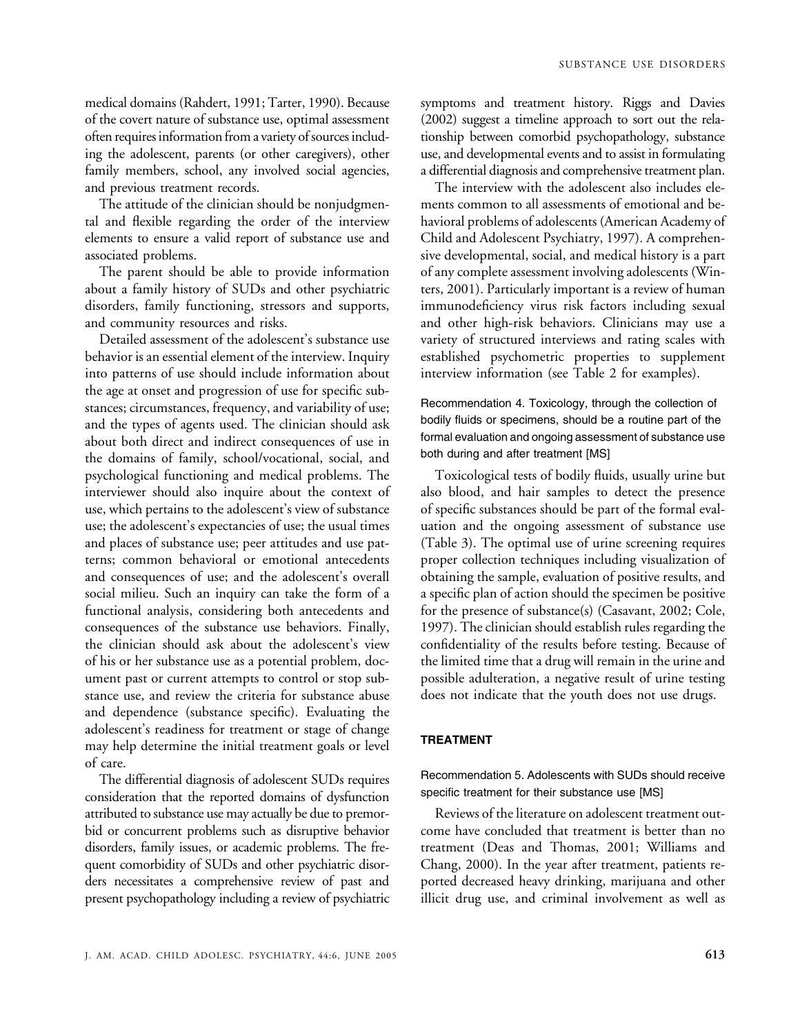medical domains (Rahdert, 1991; Tarter, 1990). Because of the covert nature of substance use, optimal assessment often requires information from a variety of sources including the adolescent, parents (or other caregivers), other family members, school, any involved social agencies, and previous treatment records.

The attitude of the clinician should be nonjudgmental and flexible regarding the order of the interview elements to ensure a valid report of substance use and associated problems.

The parent should be able to provide information about a family history of SUDs and other psychiatric disorders, family functioning, stressors and supports, and community resources and risks.

Detailed assessment of the adolescent's substance use behavior is an essential element of the interview. Inquiry into patterns of use should include information about the age at onset and progression of use for specific substances; circumstances, frequency, and variability of use; and the types of agents used. The clinician should ask about both direct and indirect consequences of use in the domains of family, school/vocational, social, and psychological functioning and medical problems. The interviewer should also inquire about the context of use, which pertains to the adolescent's view of substance use; the adolescent's expectancies of use; the usual times and places of substance use; peer attitudes and use patterns; common behavioral or emotional antecedents and consequences of use; and the adolescent's overall social milieu. Such an inquiry can take the form of a functional analysis, considering both antecedents and consequences of the substance use behaviors. Finally, the clinician should ask about the adolescent's view of his or her substance use as a potential problem, document past or current attempts to control or stop substance use, and review the criteria for substance abuse and dependence (substance specific). Evaluating the adolescent's readiness for treatment or stage of change may help determine the initial treatment goals or level of care.

The differential diagnosis of adolescent SUDs requires consideration that the reported domains of dysfunction attributed to substance use may actually be due to premorbid or concurrent problems such as disruptive behavior disorders, family issues, or academic problems. The frequent comorbidity of SUDs and other psychiatric disorders necessitates a comprehensive review of past and present psychopathology including a review of psychiatric symptoms and treatment history. Riggs and Davies (2002) suggest a timeline approach to sort out the relationship between comorbid psychopathology, substance use, and developmental events and to assist in formulating a differential diagnosis and comprehensive treatment plan.

The interview with the adolescent also includes elements common to all assessments of emotional and behavioral problems of adolescents (American Academy of Child and Adolescent Psychiatry, 1997). A comprehensive developmental, social, and medical history is a part of any complete assessment involving adolescents (Winters, 2001). Particularly important is a review of human immunodeficiency virus risk factors including sexual and other high-risk behaviors. Clinicians may use a variety of structured interviews and rating scales with established psychometric properties to supplement interview information (see Table 2 for examples).

Recommendation 4. Toxicology, through the collection of bodily fluids or specimens, should be a routine part of the formal evaluation and ongoing assessment of substance use both during and after treatment [MS]

Toxicological tests of bodily fluids, usually urine but also blood, and hair samples to detect the presence of specific substances should be part of the formal evaluation and the ongoing assessment of substance use (Table 3). The optimal use of urine screening requires proper collection techniques including visualization of obtaining the sample, evaluation of positive results, and a specific plan of action should the specimen be positive for the presence of substance(s) (Casavant, 2002; Cole, 1997). The clinician should establish rules regarding the confidentiality of the results before testing. Because of the limited time that a drug will remain in the urine and possible adulteration, a negative result of urine testing does not indicate that the youth does not use drugs.

## TREATMENT

Recommendation 5. Adolescents with SUDs should receive specific treatment for their substance use [MS]

Reviews of the literature on adolescent treatment outcome have concluded that treatment is better than no treatment (Deas and Thomas, 2001; Williams and Chang, 2000). In the year after treatment, patients reported decreased heavy drinking, marijuana and other illicit drug use, and criminal involvement as well as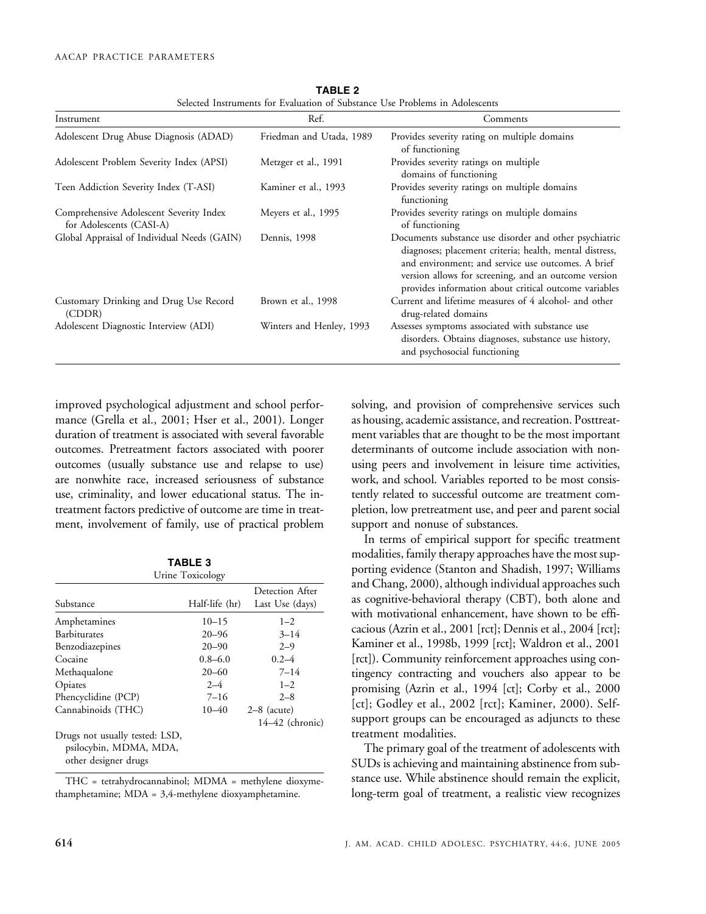**TABLE 2**
Selected Instruments for Evaluation of Substance Use Problems in Adolescents

| Instrument | Ref. | Comments |
| --- | --- | --- |
| Adolescent Drug Abuse Diagnosis (ADAD) | Friedman and Utada, 1989 | Provides severity rating on multiple domains of functioning |
| Adolescent Problem Severity Index (APSI) | Metzger et al., 1991 | Provides severity ratings on multiple domains of functioning |
| Teen Addiction Severity Index (T-ASI) | Kaminer et al., 1993 | Provides severity ratings on multiple domains functioning |
| Comprehensive Adolescent Severity Index for Adolescents (CASI-A) | Meyers et al., 1995 | Provides severity ratings on multiple domains of functioning |
| Global Appraisal of Individual Needs (GAIN) | Dennis, 1998 | Documents substance use disorder and other psychiatric diagnoses; placement criteria; health, mental distress, and environment; and service use outcomes. A brief version allows for screening, and an outcome version provides information about critical outcome variables |
| Customary Drinking and Drug Use Record (CDDR) | Brown et al., 1998 | Current and lifetime measures of 4 alcohol- and other drug-related domains |
| Adolescent Diagnostic Interview (ADI) | Winters and Henley, 1993 | Assesses symptoms associated with substance use disorders. Obtains diagnoses, substance use history, and psychosocial functioning |

improved psychological adjustment and school performance (Grella et al., 2001; Hser et al., 2001). Longer duration of treatment is associated with several favorable outcomes. Pretreatment factors associated with poorer outcomes (usually substance use and relapse to use) are nonwhite race, increased seriousness of substance use, criminality, and lower educational status. The in-treatment factors predictive of outcome are time in treatment, involvement of family, use of practical problem solving, and provision of comprehensive services such as housing, academic assistance, and recreation. Posttreatment variables that are thought to be the most important determinants of outcome include association with nonusing peers and involvement in leisure time activities, work, and school. Variables reported to be most consistently related to successful outcome are treatment completion, low pretreatment use, and peer and parent social support and nonuse of substances.

**TABLE 3**
Urine Toxicology

| Substance | Half-life (hr) | Detection After Last Use (days) |
| --- | --- | --- |
| Amphetamines | 10–15 | 1–2 |
| Barbiturates | 20–96 | 3–14 |
| Benzodiazepines | 20–90 | 2–9 |
| Cocaine | 0.8–6.0 | 0.2–4 |
| Methaqualone | 20–60 | 7–14 |
| Opiates | 2–4 | 1–2 |
| Phencyclidine (PCP) | 7–16 | 2–8 |
| Cannabinoids (THC) | 10–40 | 2–8 (acute) 14–42 (chronic) |
| Drugs not usually tested: LSD, psilocybin, MDMA, MDA, other designer drugs | | |

THC = tetrahydrocannabinol; MDMA = methylene dioxymethamphetamine; MDA = 3,4-methylene dioxyamphetamine.

In terms of empirical support for specific treatment modalities, family therapy approaches have the most supporting evidence (Stanton and Shadish, 1997; Williams and Chang, 2000), although individual approaches such as cognitive-behavioral therapy (CBT), both alone and with motivational enhancement, have shown to be efficacious (Azrin et al., 2001 [rct]; Dennis et al., 2004 [rct]; Kaminer et al., 1998b, 1999 [rct]; Waldron et al., 2001 [rct]). Community reinforcement approaches using contingency contracting and vouchers also appear to be promising (Azrin et al., 1994 [ct]; Corby et al., 2000 [ct]; Godley et al., 2002 [rct]; Kaminer, 2000). Self-support groups can be encouraged as adjuncts to these treatment modalities.

The primary goal of the treatment of adolescents with SUDs is achieving and maintaining abstinence from substance use. While abstinence should remain the explicit, long-term goal of treatment, a realistic view recognizes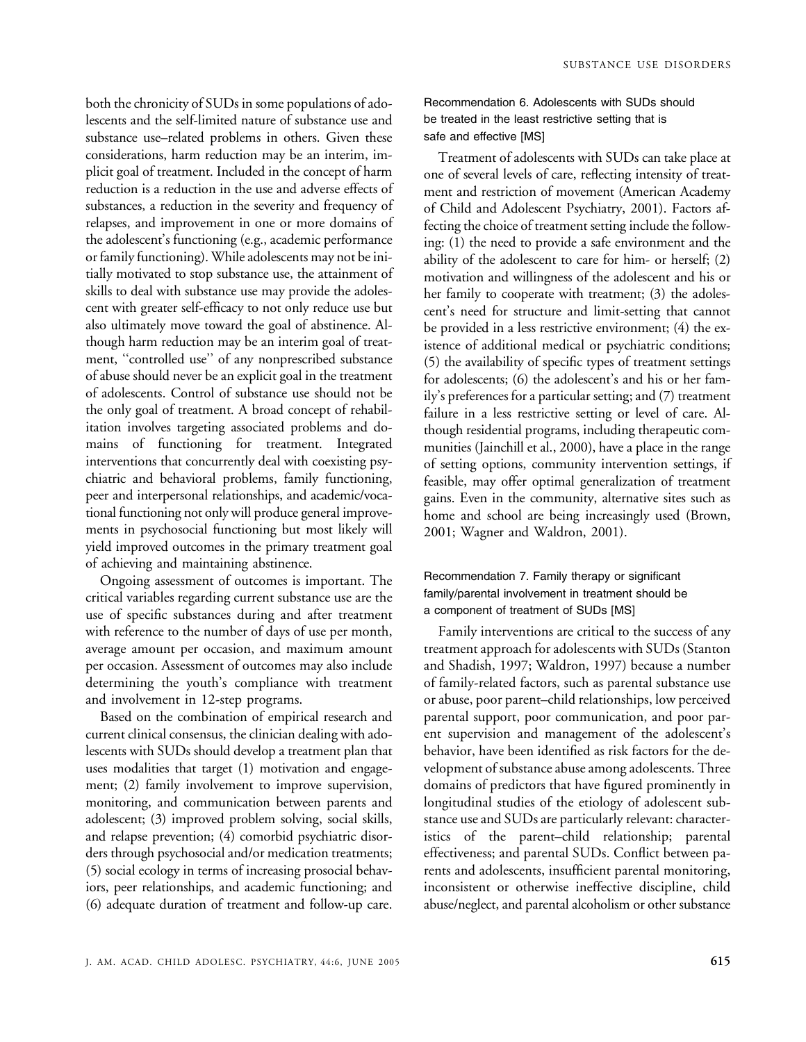both the chronicity of SUDs in some populations of adolescents and the self-limited nature of substance use and substance use–related problems in others. Given these considerations, harm reduction may be an interim, implicit goal of treatment. Included in the concept of harm reduction is a reduction in the use and adverse effects of substances, a reduction in the severity and frequency of relapses, and improvement in one or more domains of the adolescent's functioning (e.g., academic performance or family functioning). While adolescents may not be initially motivated to stop substance use, the attainment of skills to deal with substance use may provide the adolescent with greater self-efficacy to not only reduce use but also ultimately move toward the goal of abstinence. Although harm reduction may be an interim goal of treatment, "controlled use" of any nonprescribed substance of abuse should never be an explicit goal in the treatment of adolescents. Control of substance use should not be the only goal of treatment. A broad concept of rehabilitation involves targeting associated problems and domains of functioning for treatment. Integrated interventions that concurrently deal with coexisting psychiatric and behavioral problems, family functioning, peer and interpersonal relationships, and academic/vocational functioning not only will produce general improvements in psychosocial functioning but most likely will yield improved outcomes in the primary treatment goal of achieving and maintaining abstinence.

Ongoing assessment of outcomes is important. The critical variables regarding current substance use are the use of specific substances during and after treatment with reference to the number of days of use per month, average amount per occasion, and maximum amount per occasion. Assessment of outcomes may also include determining the youth's compliance with treatment and involvement in 12-step programs.

Based on the combination of empirical research and current clinical consensus, the clinician dealing with adolescents with SUDs should develop a treatment plan that uses modalities that target (1) motivation and engagement; (2) family involvement to improve supervision, monitoring, and communication between parents and adolescent; (3) improved problem solving, social skills, and relapse prevention; (4) comorbid psychiatric disorders through psychosocial and/or medication treatments; (5) social ecology in terms of increasing prosocial behaviors, peer relationships, and academic functioning; and (6) adequate duration of treatment and follow-up care.

### Recommendation 6. Adolescents with SUDs should be treated in the least restrictive setting that is safe and effective [MS]

Treatment of adolescents with SUDs can take place at one of several levels of care, reflecting intensity of treatment and restriction of movement (American Academy of Child and Adolescent Psychiatry, 2001). Factors affecting the choice of treatment setting include the following: (1) the need to provide a safe environment and the ability of the adolescent to care for him- or herself; (2) motivation and willingness of the adolescent and his or her family to cooperate with treatment; (3) the adolescent's need for structure and limit-setting that cannot be provided in a less restrictive environment; (4) the existence of additional medical or psychiatric conditions; (5) the availability of specific types of treatment settings for adolescents; (6) the adolescent's and his or her family's preferences for a particular setting; and (7) treatment failure in a less restrictive setting or level of care. Although residential programs, including therapeutic communities (Jainchill et al., 2000), have a place in the range of setting options, community intervention settings, if feasible, may offer optimal generalization of treatment gains. Even in the community, alternative sites such as home and school are being increasingly used (Brown, 2001; Wagner and Waldron, 2001).

### Recommendation 7. Family therapy or significant family/parental involvement in treatment should be a component of treatment of SUDs [MS]

Family interventions are critical to the success of any treatment approach for adolescents with SUDs (Stanton and Shadish, 1997; Waldron, 1997) because a number of family-related factors, such as parental substance use or abuse, poor parent–child relationships, low perceived parental support, poor communication, and poor parent supervision and management of the adolescent's behavior, have been identified as risk factors for the development of substance abuse among adolescents. Three domains of predictors that have figured prominently in longitudinal studies of the etiology of adolescent substance use and SUDs are particularly relevant: characteristics of the parent–child relationship; parental effectiveness; and parental SUDs. Conflict between parents and adolescents, insufficient parental monitoring, inconsistent or otherwise ineffective discipline, child abuse/neglect, and parental alcoholism or other substance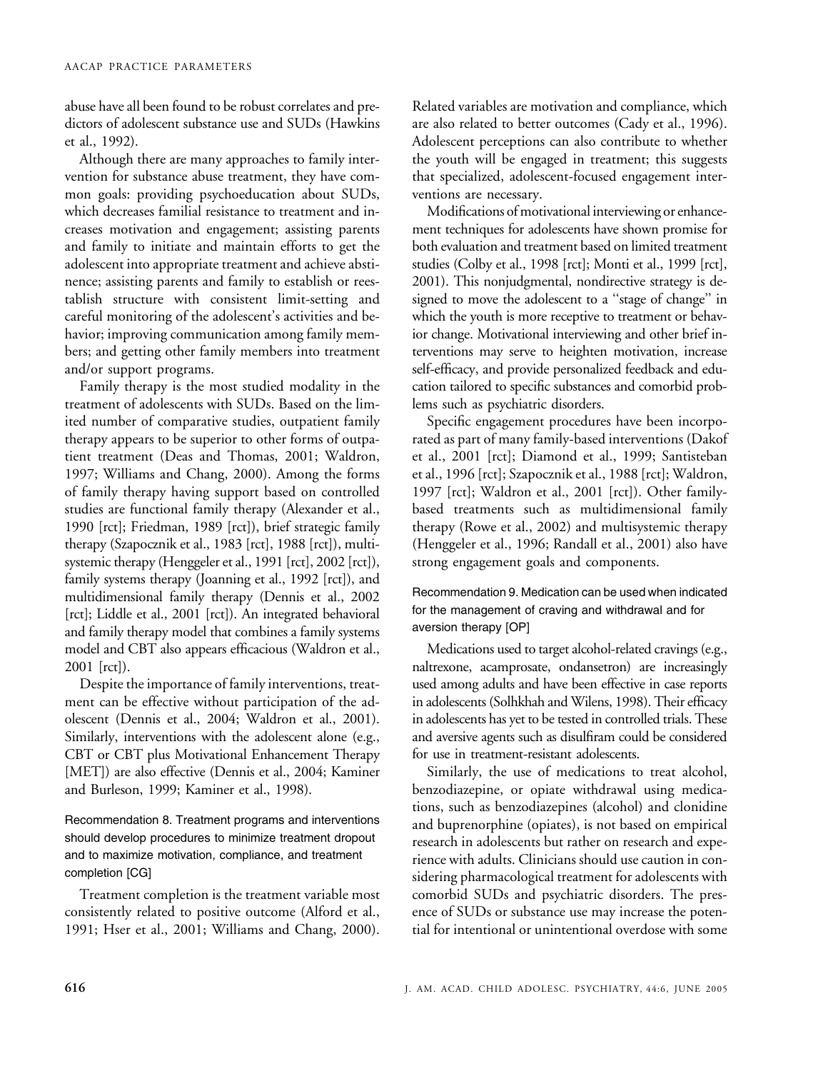abuse have all been found to be robust correlates and predictors of adolescent substance use and SUDs (Hawkins et al., 1992).

Although there are many approaches to family intervention for substance abuse treatment, they have common goals: providing psychoeducation about SUDs, which decreases familial resistance to treatment and increases motivation and engagement; assisting parents and family to initiate and maintain efforts to get the adolescent into appropriate treatment and achieve abstinence; assisting parents and family to establish or reestablish structure with consistent limit-setting and careful monitoring of the adolescent's activities and behavior; improving communication among family members; and getting other family members into treatment and/or support programs.

Family therapy is the most studied modality in the treatment of adolescents with SUDs. Based on the limited number of comparative studies, outpatient family therapy appears to be superior to other forms of outpatient treatment (Deas and Thomas, 2001; Waldron, 1997; Williams and Chang, 2000). Among the forms of family therapy having support based on controlled studies are functional family therapy (Alexander et al., 1990 [rct]; Friedman, 1989 [rct]), brief strategic family therapy (Szapocznik et al., 1983 [rct], 1988 [rct]), multisystemic therapy (Henggeler et al., 1991 [rct], 2002 [rct]), family systems therapy (Joanning et al., 1992 [rct]), and multidimensional family therapy (Dennis et al., 2002 [rct]; Liddle et al., 2001 [rct]). An integrated behavioral and family therapy model that combines a family systems model and CBT also appears efficacious (Waldron et al., 2001 [rct]).

Despite the importance of family interventions, treatment can be effective without participation of the adolescent (Dennis et al., 2004; Waldron et al., 2001). Similarly, interventions with the adolescent alone (e.g., CBT or CBT plus Motivational Enhancement Therapy [MET]) are also effective (Dennis et al., 2004; Kaminer and Burleson, 1999; Kaminer et al., 1998).

#### Recommendation 8. Treatment programs and interventions should develop procedures to minimize treatment dropout and to maximize motivation, compliance, and treatment completion [CG]

Treatment completion is the treatment variable most consistently related to positive outcome (Alford et al., 1991; Hser et al., 2001; Williams and Chang, 2000). Related variables are motivation and compliance, which are also related to better outcomes (Cady et al., 1996). Adolescent perceptions can also contribute to whether the youth will be engaged in treatment; this suggests that specialized, adolescent-focused engagement interventions are necessary.

Modifications of motivational interviewing or enhancement techniques for adolescents have shown promise for both evaluation and treatment based on limited treatment studies (Colby et al., 1998 [rct]; Monti et al., 1999 [rct], 2001). This nonjudgmental, nondirective strategy is designed to move the adolescent to a "stage of change" in which the youth is more receptive to treatment or behavior change. Motivational interviewing and other brief interventions may serve to heighten motivation, increase self-efficacy, and provide personalized feedback and education tailored to specific substances and comorbid problems such as psychiatric disorders.

Specific engagement procedures have been incorporated as part of many family-based interventions (Dakof et al., 2001 [rct]; Diamond et al., 1999; Santisteban et al., 1996 [rct]; Szapocznik et al., 1988 [rct]; Waldron, 1997 [rct]; Waldron et al., 2001 [rct]). Other family-based treatments such as multidimensional family therapy (Rowe et al., 2002) and multisystemic therapy (Henggeler et al., 1996; Randall et al., 2001) also have strong engagement goals and components.

#### Recommendation 9. Medication can be used when indicated for the management of craving and withdrawal and for aversion therapy [OP]

Medications used to target alcohol-related cravings (e.g., naltrexone, acamprosate, ondansetron) are increasingly used among adults and have been effective in case reports in adolescents (Solhkhah and Wilens, 1998). Their efficacy in adolescents has yet to be tested in controlled trials. These and aversive agents such as disulfiram could be considered for use in treatment-resistant adolescents.

Similarly, the use of medications to treat alcohol, benzodiazepine, or opiate withdrawal using medications, such as benzodiazepines (alcohol) and clonidine and buprenorphine (opiates), is not based on empirical research in adolescents but rather on research and experience with adults. Clinicians should use caution in considering pharmacological treatment for adolescents with comorbid SUDs and psychiatric disorders. The presence of SUDs or substance use may increase the potential for intentional or unintentional overdose with some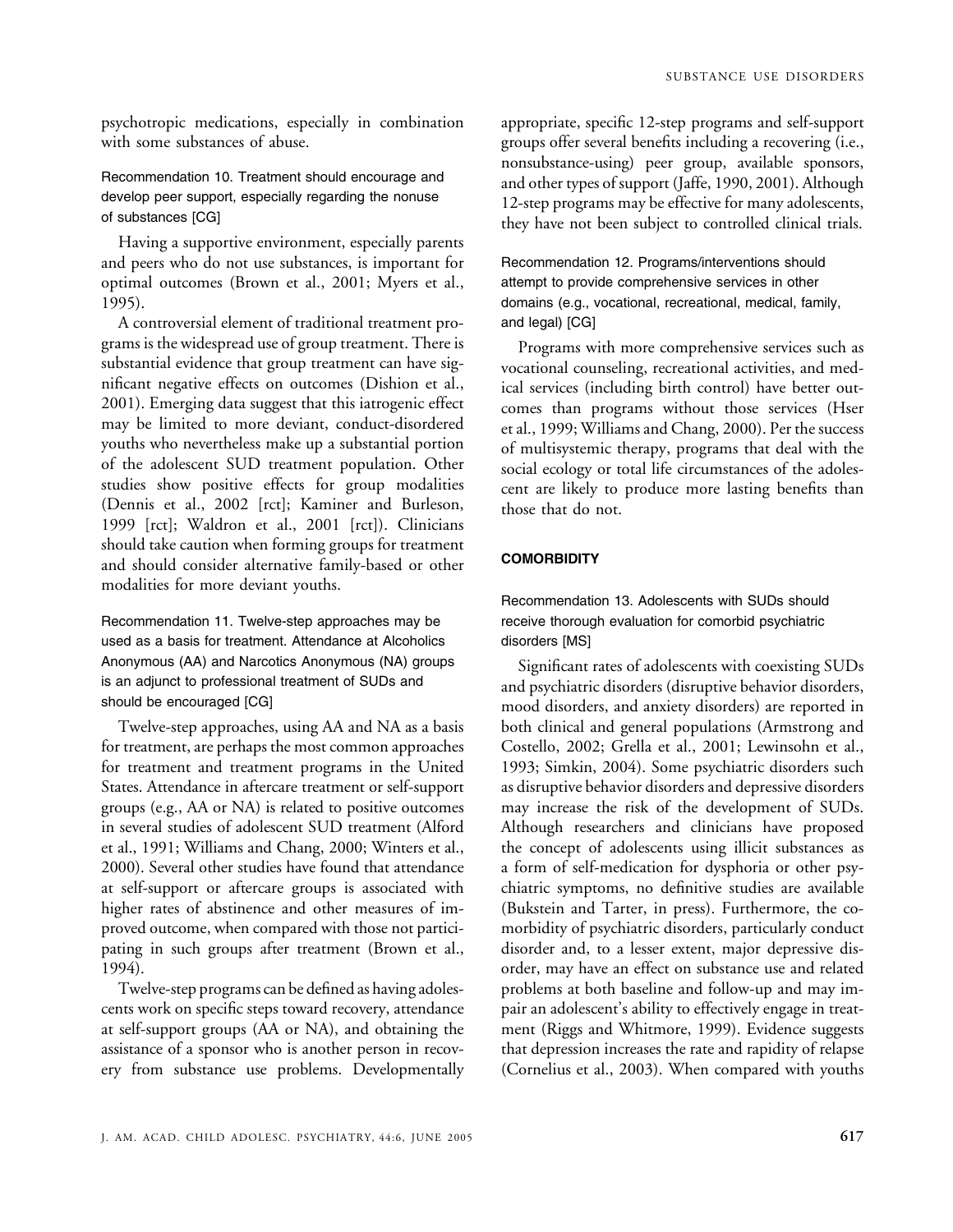psychotropic medications, especially in combination with some substances of abuse.

### Recommendation 10. Treatment should encourage and develop peer support, especially regarding the nonuse of substances [CG]

Having a supportive environment, especially parents and peers who do not use substances, is important for optimal outcomes (Brown et al., 2001; Myers et al., 1995).

A controversial element of traditional treatment programs is the widespread use of group treatment. There is substantial evidence that group treatment can have significant negative effects on outcomes (Dishion et al., 2001). Emerging data suggest that this iatrogenic effect may be limited to more deviant, conduct-disordered youths who nevertheless make up a substantial portion of the adolescent SUD treatment population. Other studies show positive effects for group modalities (Dennis et al., 2002 [rct]; Kaminer and Burleson, 1999 [rct]; Waldron et al., 2001 [rct]). Clinicians should take caution when forming groups for treatment and should consider alternative family-based or other modalities for more deviant youths.

### Recommendation 11. Twelve-step approaches may be used as a basis for treatment. Attendance at Alcoholics Anonymous (AA) and Narcotics Anonymous (NA) groups is an adjunct to professional treatment of SUDs and should be encouraged [CG]

Twelve-step approaches, using AA and NA as a basis for treatment, are perhaps the most common approaches for treatment and treatment programs in the United States. Attendance in aftercare treatment or self-support groups (e.g., AA or NA) is related to positive outcomes in several studies of adolescent SUD treatment (Alford et al., 1991; Williams and Chang, 2000; Winters et al., 2000). Several other studies have found that attendance at self-support or aftercare groups is associated with higher rates of abstinence and other measures of improved outcome, when compared with those not participating in such groups after treatment (Brown et al., 1994).

Twelve-step programs can be defined as having adolescents work on specific steps toward recovery, attendance at self-support groups (AA or NA), and obtaining the assistance of a sponsor who is another person in recovery from substance use problems. Developmentally appropriate, specific 12-step programs and self-support groups offer several benefits including a recovering (i.e., nonsubstance-using) peer group, available sponsors, and other types of support (Jaffe, 1990, 2001). Although 12-step programs may be effective for many adolescents, they have not been subject to controlled clinical trials.

### Recommendation 12. Programs/interventions should attempt to provide comprehensive services in other domains (e.g., vocational, recreational, medical, family, and legal) [CG]

Programs with more comprehensive services such as vocational counseling, recreational activities, and medical services (including birth control) have better outcomes than programs without those services (Hser et al., 1999; Williams and Chang, 2000). Per the success of multisystemic therapy, programs that deal with the social ecology or total life circumstances of the adolescent are likely to produce more lasting benefits than those that do not.

## COMORBIDITY

### Recommendation 13. Adolescents with SUDs should receive thorough evaluation for comorbid psychiatric disorders [MS]

Significant rates of adolescents with coexisting SUDs and psychiatric disorders (disruptive behavior disorders, mood disorders, and anxiety disorders) are reported in both clinical and general populations (Armstrong and Costello, 2002; Grella et al., 2001; Lewinsohn et al., 1993; Simkin, 2004). Some psychiatric disorders such as disruptive behavior disorders and depressive disorders may increase the risk of the development of SUDs. Although researchers and clinicians have proposed the concept of adolescents using illicit substances as a form of self-medication for dysphoria or other psychiatric symptoms, no definitive studies are available (Bukstein and Tarter, in press). Furthermore, the comorbidity of psychiatric disorders, particularly conduct disorder and, to a lesser extent, major depressive disorder, may have an effect on substance use and related problems at both baseline and follow-up and may impair an adolescent's ability to effectively engage in treatment (Riggs and Whitmore, 1999). Evidence suggests that depression increases the rate and rapidity of relapse (Cornelius et al., 2003). When compared with youths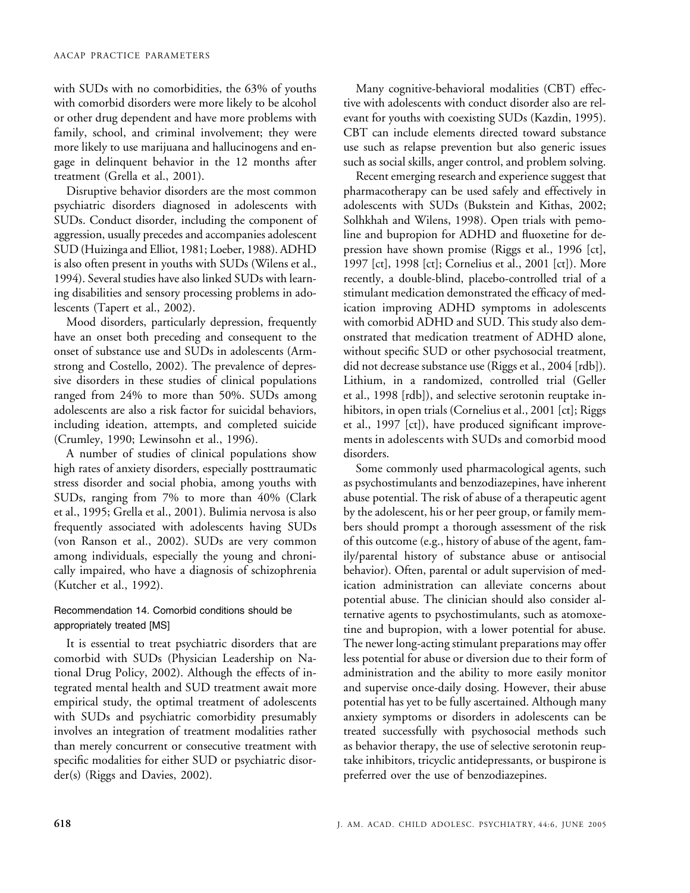with SUDs with no comorbidities, the 63% of youths with comorbid disorders were more likely to be alcohol or other drug dependent and have more problems with family, school, and criminal involvement; they were more likely to use marijuana and hallucinogens and engage in delinquent behavior in the 12 months after treatment (Grella et al., 2001).

Disruptive behavior disorders are the most common psychiatric disorders diagnosed in adolescents with SUDs. Conduct disorder, including the component of aggression, usually precedes and accompanies adolescent SUD (Huizinga and Elliot, 1981; Loeber, 1988). ADHD is also often present in youths with SUDs (Wilens et al., 1994). Several studies have also linked SUDs with learning disabilities and sensory processing problems in adolescents (Tapert et al., 2002).

Mood disorders, particularly depression, frequently have an onset both preceding and consequent to the onset of substance use and SUDs in adolescents (Armstrong and Costello, 2002). The prevalence of depressive disorders in these studies of clinical populations ranged from 24% to more than 50%. SUDs among adolescents are also a risk factor for suicidal behaviors, including ideation, attempts, and completed suicide (Crumley, 1990; Lewinsohn et al., 1996).

A number of studies of clinical populations show high rates of anxiety disorders, especially posttraumatic stress disorder and social phobia, among youths with SUDs, ranging from 7% to more than 40% (Clark et al., 1995; Grella et al., 2001). Bulimia nervosa is also frequently associated with adolescents having SUDs (von Ranson et al., 2002). SUDs are very common among individuals, especially the young and chronically impaired, who have a diagnosis of schizophrenia (Kutcher et al., 1992).

### Recommendation 14. Comorbid conditions should be appropriately treated [MS]

It is essential to treat psychiatric disorders that are comorbid with SUDs (Physician Leadership on National Drug Policy, 2002). Although the effects of integrated mental health and SUD treatment await more empirical study, the optimal treatment of adolescents with SUDs and psychiatric comorbidity presumably involves an integration of treatment modalities rather than merely concurrent or consecutive treatment with specific modalities for either SUD or psychiatric disorder(s) (Riggs and Davies, 2002).

Many cognitive-behavioral modalities (CBT) effective with adolescents with conduct disorder also are relevant for youths with coexisting SUDs (Kazdin, 1995). CBT can include elements directed toward substance use such as relapse prevention but also generic issues such as social skills, anger control, and problem solving.

Recent emerging research and experience suggest that pharmacotherapy can be used safely and effectively in adolescents with SUDs (Bukstein and Kithas, 2002; Solhkhah and Wilens, 1998). Open trials with pemoline and bupropion for ADHD and fluoxetine for depression have shown promise (Riggs et al., 1996 [ct], 1997 [ct], 1998 [ct]; Cornelius et al., 2001 [ct]). More recently, a double-blind, placebo-controlled trial of a stimulant medication demonstrated the efficacy of medication improving ADHD symptoms in adolescents with comorbid ADHD and SUD. This study also demonstrated that medication treatment of ADHD alone, without specific SUD or other psychosocial treatment, did not decrease substance use (Riggs et al., 2004 [rdb]). Lithium, in a randomized, controlled trial (Geller et al., 1998 [rdb]), and selective serotonin reuptake inhibitors, in open trials (Cornelius et al., 2001 [ct]; Riggs et al., 1997 [ct]), have produced significant improvements in adolescents with SUDs and comorbid mood disorders.

Some commonly used pharmacological agents, such as psychostimulants and benzodiazepines, have inherent abuse potential. The risk of abuse of a therapeutic agent by the adolescent, his or her peer group, or family members should prompt a thorough assessment of the risk of this outcome (e.g., history of abuse of the agent, family/parental history of substance abuse or antisocial behavior). Often, parental or adult supervision of medication administration can alleviate concerns about potential abuse. The clinician should also consider alternative agents to psychostimulants, such as atomoxetine and bupropion, with a lower potential for abuse. The newer long-acting stimulant preparations may offer less potential for abuse or diversion due to their form of administration and the ability to more easily monitor and supervise once-daily dosing. However, their abuse potential has yet to be fully ascertained. Although many anxiety symptoms or disorders in adolescents can be treated successfully with psychosocial methods such as behavior therapy, the use of selective serotonin reuptake inhibitors, tricyclic antidepressants, or buspirone is preferred over the use of benzodiazepines.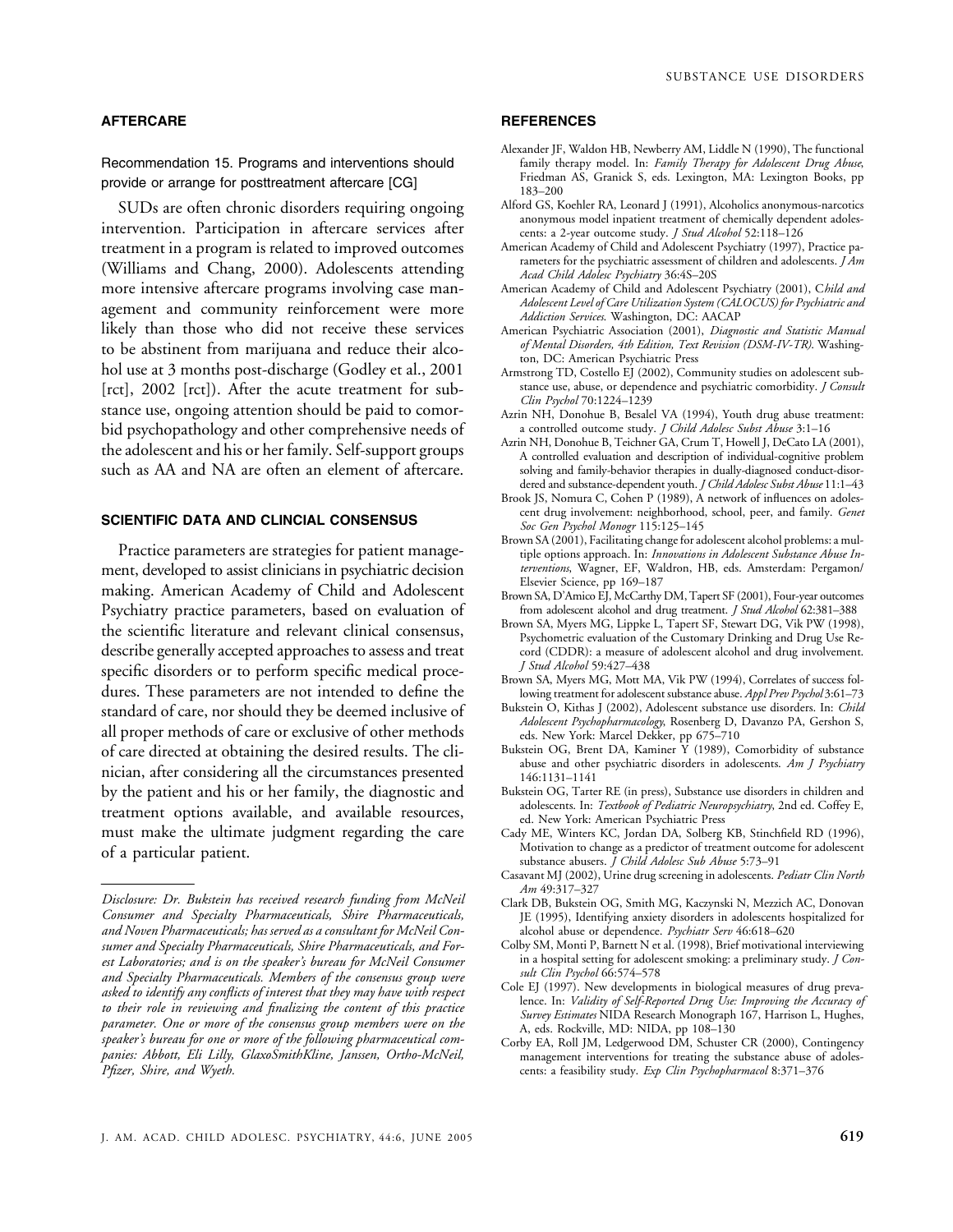## AFTERCARE

Recommendation 15. Programs and interventions should provide or arrange for posttreatment aftercare [CG]

SUDs are often chronic disorders requiring ongoing intervention. Participation in aftercare services after treatment in a program is related to improved outcomes (Williams and Chang, 2000). Adolescents attending more intensive aftercare programs involving case management and community reinforcement were more likely than those who did not receive these services to be abstinent from marijuana and reduce their alcohol use at 3 months post-discharge (Godley et al., 2001 [rct], 2002 [rct]). After the acute treatment for substance use, ongoing attention should be paid to comorbid psychopathology and other comprehensive needs of the adolescent and his or her family. Self-support groups such as AA and NA are often an element of aftercare.

## SCIENTIFIC DATA AND CLINCIAL CONSENSUS

Practice parameters are strategies for patient management, developed to assist clinicians in psychiatric decision making. American Academy of Child and Adolescent Psychiatry practice parameters, based on evaluation of the scientific literature and relevant clinical consensus, describe generally accepted approaches to assess and treat specific disorders or to perform specific medical procedures. These parameters are not intended to define the standard of care, nor should they be deemed inclusive of all proper methods of care or exclusive of other methods of care directed at obtaining the desired results. The clinician, after considering all the circumstances presented by the patient and his or her family, the diagnostic and treatment options available, and available resources, must make the ultimate judgment regarding the care of a particular patient.

---

*Disclosure: Dr. Bukstein has received research funding from McNeil Consumer and Specialty Pharmaceuticals, Shire Pharmaceuticals, and Noven Pharmaceuticals; has served as a consultant for McNeil Consumer and Specialty Pharmaceuticals, Shire Pharmaceuticals, and Forest Laboratories; and is on the speaker's bureau for McNeil Consumer and Specialty Pharmaceuticals. Members of the consensus group were asked to identify any conflicts of interest that they may have with respect to their role in reviewing and finalizing the content of this practice parameter. One or more of the consensus group members were on the speaker's bureau for one or more of the following pharmaceutical companies: Abbott, Eli Lilly, GlaxoSmithKline, Janssen, Ortho-McNeil, Pfizer, Shire, and Wyeth.*

## REFERENCES

Alexander JF, Waldon HB, Newberry AM, Liddle N (1990), The functional family therapy model. In: *Family Therapy for Adolescent Drug Abuse*, Friedman AS, Granick S, eds. Lexington, MA: Lexington Books, pp 183–200

Alford GS, Koehler RA, Leonard J (1991), Alcoholics anonymous-narcotics anonymous model inpatient treatment of chemically dependent adolescents: a 2-year outcome study. *J Stud Alcohol* 52:118–126

American Academy of Child and Adolescent Psychiatry (1997), Practice parameters for the psychiatric assessment of children and adolescents. *J Am Acad Child Adolesc Psychiatry* 36:4S–20S

American Academy of Child and Adolescent Psychiatry (2001), *Child and Adolescent Level of Care Utilization System (CALOCUS) for Psychiatric and Addiction Services*. Washington, DC: AACAP

American Psychiatric Association (2001), *Diagnostic and Statistic Manual of Mental Disorders, 4th Edition, Text Revision (DSM-IV-TR)*. Washington, DC: American Psychiatric Press

Armstrong TD, Costello EJ (2002), Community studies on adolescent substance use, abuse, or dependence and psychiatric comorbidity. *J Consult Clin Psychol* 70:1224–1239

Azrin NH, Donohue B, Besalel VA (1994), Youth drug abuse treatment: a controlled outcome study. *J Child Adolesc Subst Abuse* 3:1–16

Azrin NH, Donohue B, Teichner GA, Crum T, Howell J, DeCato LA (2001), A controlled evaluation and description of individual-cognitive problem solving and family-behavior therapies in dually-diagnosed conduct-disordered and substance-dependent youth. *J Child Adolesc Subst Abuse* 11:1–43

Brook JS, Nomura C, Cohen P (1989), A network of influences on adolescent drug involvement: neighborhood, school, peer, and family. *Genet Soc Gen Psychol Monogr* 115:125–145

Brown SA (2001), Facilitating change for adolescent alcohol problems: a multiple options approach. In: *Innovations in Adolescent Substance Abuse Interventions*, Wagner, EF, Waldron, HB, eds. Amsterdam: Pergamon/Elsevier Science, pp 169–187

Brown SA, D'Amico EJ, McCarthy DM, Tapert SF (2001), Four-year outcomes from adolescent alcohol and drug treatment. *J Stud Alcohol* 62:381–388

Brown SA, Myers MG, Lippke L, Tapert SF, Stewart DG, Vik PW (1998), Psychometric evaluation of the Customary Drinking and Drug Use Record (CDDR): a measure of adolescent alcohol and drug involvement. *J Stud Alcohol* 59:427–438

Brown SA, Myers MG, Mott MA, Vik PW (1994), Correlates of success following treatment for adolescent substance abuse. *Appl Prev Psychol* 3:61–73

Bukstein O, Kithas J (2002), Adolescent substance use disorders. In: *Child Adolescent Psychopharmacology*, Rosenberg D, Davanzo PA, Gershon S, eds. New York: Marcel Dekker, pp 675–710

Bukstein OG, Brent DA, Kaminer Y (1989), Comorbidity of substance abuse and other psychiatric disorders in adolescents. *Am J Psychiatry* 146:1131–1141

Bukstein OG, Tarter RE (in press), Substance use disorders in children and adolescents. In: *Textbook of Pediatric Neuropsychiatry*, 2nd ed. Coffey E, ed. New York: American Psychiatric Press

Cady ME, Winters KC, Jordan DA, Solberg KB, Stinchfield RD (1996), Motivation to change as a predictor of treatment outcome for adolescent substance abusers. *J Child Adolesc Sub Abuse* 5:73–91

Casavant MJ (2002), Urine drug screening in adolescents. *Pediatr Clin North Am* 49:317–327

Clark DB, Bukstein OG, Smith MG, Kaczynski N, Mezzich AC, Donovan JE (1995), Identifying anxiety disorders in adolescents hospitalized for alcohol abuse or dependence. *Psychiatr Serv* 46:618–620

Colby SM, Monti P, Barnett N et al. (1998), Brief motivational interviewing in a hospital setting for adolescent smoking: a preliminary study. *J Consult Clin Psychol* 66:574–578

Cole EJ (1997). New developments in biological measures of drug prevalence. In: *Validity of Self-Reported Drug Use: Improving the Accuracy of Survey Estimates* NIDA Research Monograph 167, Harrison L, Hughes, A, eds. Rockville, MD: NIDA, pp 108–130

Corby EA, Roll JM, Ledgerwood DM, Schuster CR (2000), Contingency management interventions for treating the substance abuse of adolescents: a feasibility study. *Exp Clin Psychopharmacol* 8:371–376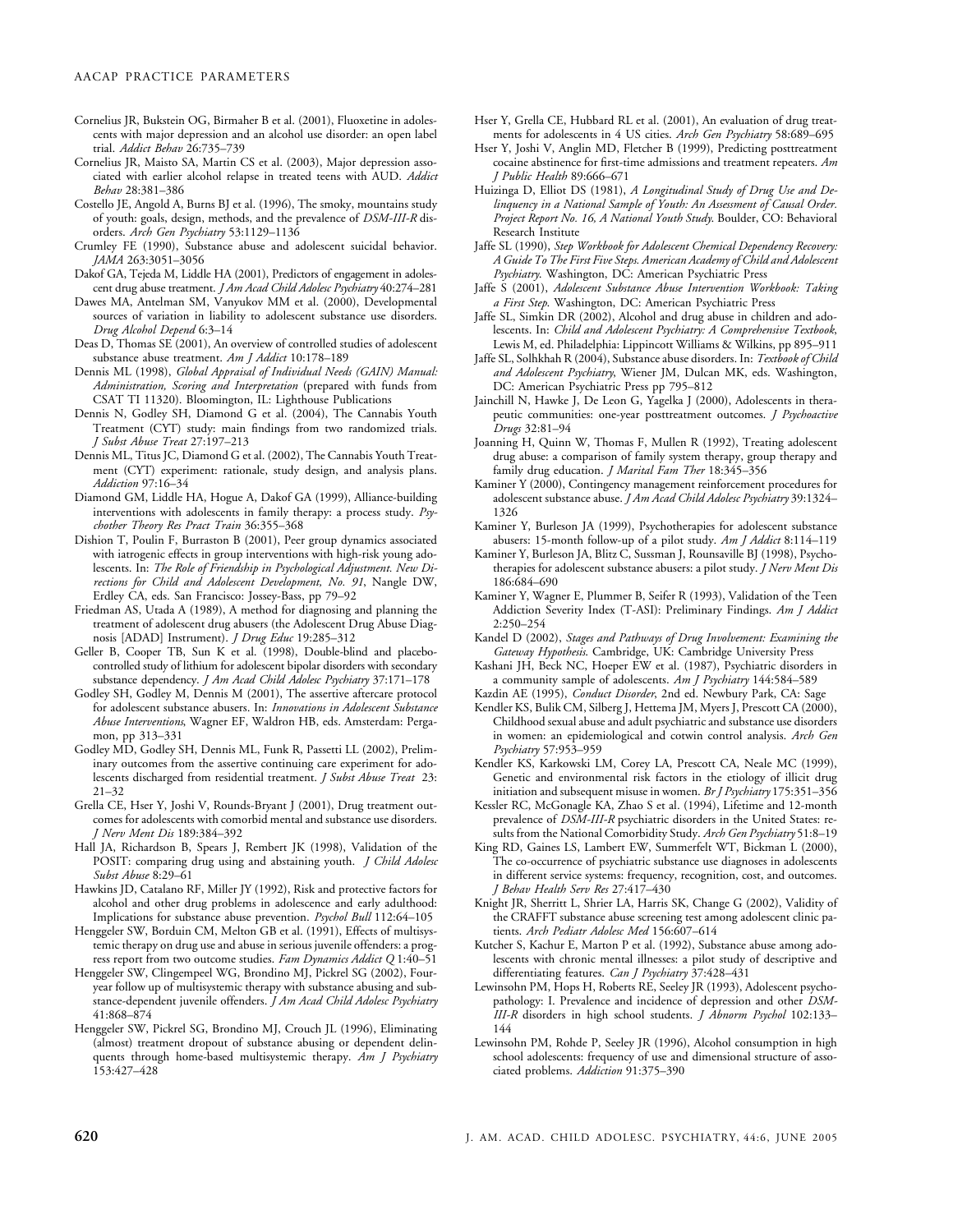Cornelius JR, Bukstein OG, Birmaher B et al. (2001), Fluoxetine in adolescents with major depression and an alcohol use disorder: an open label trial. *Addict Behav* 26:735–739

Cornelius JR, Maisto SA, Martin CS et al. (2003), Major depression associated with earlier alcohol relapse in treated teens with AUD. *Addict Behav* 28:381–386

Costello JE, Angold A, Burns BJ et al. (1996), The smoky, mountains study of youth: goals, design, methods, and the prevalence of *DSM-III-R* disorders. *Arch Gen Psychiatry* 53:1129–1136

Crumley FE (1990), Substance abuse and adolescent suicidal behavior. *JAMA* 263:3051–3056

Dakof GA, Tejeda M, Liddle HA (2001), Predictors of engagement in adolescent drug abuse treatment. *J Am Acad Child Adolesc Psychiatry* 40:274–281

Dawes MA, Antelman SM, Vanyukov MM et al. (2000), Developmental sources of variation in liability to adolescent substance use disorders. *Drug Alcohol Depend* 6:3–14

Deas D, Thomas SE (2001), An overview of controlled studies of adolescent substance abuse treatment. *Am J Addict* 10:178–189

Dennis ML (1998), *Global Appraisal of Individual Needs (GAIN) Manual: Administration, Scoring and Interpretation* (prepared with funds from CSAT TI 11320). Bloomington, IL: Lighthouse Publications

Dennis N, Godley SH, Diamond G et al. (2004), The Cannabis Youth Treatment (CYT) study: main findings from two randomized trials. *J Subst Abuse Treat* 27:197–213

Dennis ML, Titus JC, Diamond G et al. (2002), The Cannabis Youth Treatment (CYT) experiment: rationale, study design, and analysis plans. *Addiction* 97:16–34

Diamond GM, Liddle HA, Hogue A, Dakof GA (1999), Alliance-building interventions with adolescents in family therapy: a process study. *Psychother Theory Res Pract Train* 36:355–368

Dishion T, Poulin F, Burraston B (2001), Peer group dynamics associated with iatrogenic effects in group interventions with high-risk young adolescents. In: *The Role of Friendship in Psychological Adjustment. New Directions for Child and Adolescent Development, No. 91*, Nangle DW, Erdley CA, eds. San Francisco: Jossey-Bass, pp 79–92

Friedman AS, Utada A (1989), A method for diagnosing and planning the treatment of adolescent drug abusers (the Adolescent Drug Abuse Diagnosis [ADAD] Instrument). *J Drug Educ* 19:285–312

Geller B, Cooper TB, Sun K et al. (1998), Double-blind and placebo-controlled study of lithium for adolescent bipolar disorders with secondary substance dependency. *J Am Acad Child Adolesc Psychiatry* 37:171–178

Godley SH, Godley M, Dennis M (2001), The assertive aftercare protocol for adolescent substance abusers. In: *Innovations in Adolescent Substance Abuse Interventions*, Wagner EF, Waldron HB, eds. Amsterdam: Pergamon, pp 313–331

Godley MD, Godley SH, Dennis ML, Funk R, Passetti LL (2002), Preliminary outcomes from the assertive continuing care experiment for adolescents discharged from residential treatment. *J Subst Abuse Treat* 23: 21–32

Grella CE, Hser Y, Joshi V, Rounds-Bryant J (2001), Drug treatment outcomes for adolescents with comorbid mental and substance use disorders. *J Nerv Ment Dis* 189:384–392

Hall JA, Richardson B, Spears J, Rembert JK (1998), Validation of the POSIT: comparing drug using and abstaining youth. *J Child Adolesc Subst Abuse* 8:29–61

Hawkins JD, Catalano RF, Miller JY (1992), Risk and protective factors for alcohol and other drug problems in adolescence and early adulthood: Implications for substance abuse prevention. *Psychol Bull* 112:64–105

Henggeler SW, Borduin CM, Melton GB et al. (1991), Effects of multisystemic therapy on drug use and abuse in serious juvenile offenders: a progress report from two outcome studies. *Fam Dynamics Addict Q* 1:40–51

Henggeler SW, Clingempeel WG, Brondino MJ, Pickrel SG (2002), Four-year follow up of multisystemic therapy with substance abusing and substance-dependent juvenile offenders. *J Am Acad Child Adolesc Psychiatry* 41:868–874

Henggeler SW, Pickrel SG, Brondino MJ, Crouch JL (1996), Eliminating (almost) treatment dropout of substance abusing or dependent delinquents through home-based multisystemic therapy. *Am J Psychiatry* 153:427–428

Hser Y, Grella CE, Hubbard RL et al. (2001), An evaluation of drug treatments for adolescents in 4 US cities. *Arch Gen Psychiatry* 58:689–695

Hser Y, Joshi V, Anglin MD, Fletcher B (1999), Predicting posttreatment cocaine abstinence for first-time admissions and treatment repeaters. *Am J Public Health* 89:666–671

Huizinga D, Elliot DS (1981), *A Longitudinal Study of Drug Use and Delinquency in a National Sample of Youth: An Assessment of Causal Order. Project Report No. 16, A National Youth Study*. Boulder, CO: Behavioral Research Institute

Jaffe SL (1990), *Step Workbook for Adolescent Chemical Dependency Recovery: A Guide To The First Five Steps. American Academy of Child and Adolescent Psychiatry*. Washington, DC: American Psychiatric Press

Jaffe S (2001), *Adolescent Substance Abuse Intervention Workbook: Taking a First Step*. Washington, DC: American Psychiatric Press

Jaffe SL, Simkin DR (2002), Alcohol and drug abuse in children and adolescents. In: *Child and Adolescent Psychiatry: A Comprehensive Textbook*, Lewis M, ed. Philadelphia: Lippincott Williams & Wilkins, pp 895–911

Jaffe SL, Solhkhah R (2004), Substance abuse disorders. In: *Textbook of Child and Adolescent Psychiatry*, Wiener JM, Dulcan MK, eds. Washington, DC: American Psychiatric Press pp 795–812

Jainchill N, Hawke J, De Leon G, Yagelka J (2000), Adolescents in therapeutic communities: one-year posttreatment outcomes. *J Psychoactive Drugs* 32:81–94

Joanning H, Quinn W, Thomas F, Mullen R (1992), Treating adolescent drug abuse: a comparison of family system therapy, group therapy and family drug education. *J Marital Fam Ther* 18:345–356

Kaminer Y (2000), Contingency management reinforcement procedures for adolescent substance abuse. *J Am Acad Child Adolesc Psychiatry* 39:1324–1326

Kaminer Y, Burleson JA (1999), Psychotherapies for adolescent substance abusers: 15-month follow-up of a pilot study. *Am J Addict* 8:114–119

Kaminer Y, Burleson JA, Blitz C, Sussman J, Rounsaville BJ (1998), Psychotherapies for adolescent substance abusers: a pilot study. *J Nerv Ment Dis* 186:684–690

Kaminer Y, Wagner E, Plummer B, Seifer R (1993), Validation of the Teen Addiction Severity Index (T-ASI): Preliminary Findings. *Am J Addict* 2:250–254

Kandel D (2002), *Stages and Pathways of Drug Involvement: Examining the Gateway Hypothesis*. Cambridge, UK: Cambridge University Press

Kashani JH, Beck NC, Hoeper EW et al. (1987), Psychiatric disorders in a community sample of adolescents. *Am J Psychiatry* 144:584–589

Kazdin AE (1995), *Conduct Disorder*, 2nd ed. Newbury Park, CA: Sage

Kendler KS, Bulik CM, Silberg J, Hettema JM, Myers J, Prescott CA (2000), Childhood sexual abuse and adult psychiatric and substance use disorders in women: an epidemiological and cotwin control analysis. *Arch Gen Psychiatry* 57:953–959

Kendler KS, Karkowski LM, Corey LA, Prescott CA, Neale MC (1999), Genetic and environmental risk factors in the etiology of illicit drug initiation and subsequent misuse in women. *Br J Psychiatry* 175:351–356

Kessler RC, McGonagle KA, Zhao S et al. (1994), Lifetime and 12-month prevalence of *DSM-III-R* psychiatric disorders in the United States: results from the National Comorbidity Study. *Arch Gen Psychiatry* 51:8–19

King RD, Gaines LS, Lambert EW, Summerfelt WT, Bickman L (2000), The co-occurrence of psychiatric substance use diagnoses in adolescents in different service systems: frequency, recognition, cost, and outcomes. *J Behav Health Serv Res* 27:417–430

Knight JR, Sherritt L, Shrier LA, Harris SK, Change G (2002), Validity of the CRAFFT substance abuse screening test among adolescent clinic patients. *Arch Pediatr Adolesc Med* 156:607–614

Kutcher S, Kachur E, Marton P et al. (1992), Substance abuse among adolescents with chronic mental illnesses: a pilot study of descriptive and differentiating features. *Can J Psychiatry* 37:428–431

Lewinsohn PM, Hops H, Roberts RE, Seeley JR (1993), Adolescent psychopathology: I. Prevalence and incidence of depression and other *DSM-III-R* disorders in high school students. *J Abnorm Psychol* 102:133–144

Lewinsohn PM, Rohde P, Seeley JR (1996), Alcohol consumption in high school adolescents: frequency of use and dimensional structure of associated problems. *Addiction* 91:375–390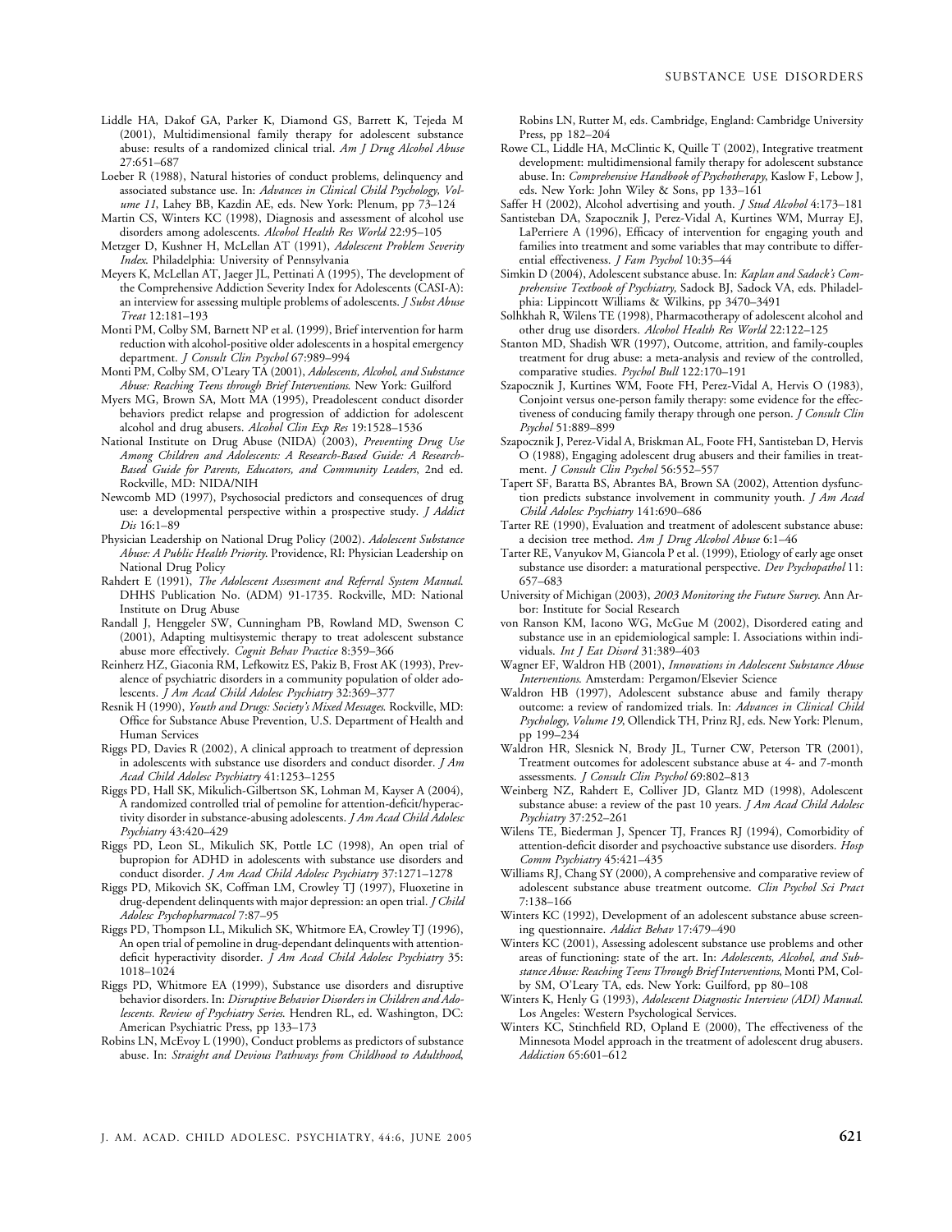Liddle HA, Dakof GA, Parker K, Diamond GS, Barrett K, Tejeda M (2001), Multidimensional family therapy for adolescent substance abuse: results of a randomized clinical trial. *Am J Drug Alcohol Abuse* 27:651–687

Loeber R (1988), Natural histories of conduct problems, delinquency and associated substance use. In: *Advances in Clinical Child Psychology, Volume 11*, Lahey BB, Kazdin AE, eds. New York: Plenum, pp 73–124

Martin CS, Winters KC (1998), Diagnosis and assessment of alcohol use disorders among adolescents. *Alcohol Health Res World* 22:95–105

Metzger D, Kushner H, McLellan AT (1991), *Adolescent Problem Severity Index*. Philadelphia: University of Pennsylvania

Meyers K, McLellan AT, Jaeger JL, Pettinati A (1995), The development of the Comprehensive Addiction Severity Index for Adolescents (CASI-A): an interview for assessing multiple problems of adolescents. *J Subst Abuse Treat* 12:181–193

Monti PM, Colby SM, Barnett NP et al. (1999), Brief intervention for harm reduction with alcohol-positive older adolescents in a hospital emergency department. *J Consult Clin Psychol* 67:989–994

Monti PM, Colby SM, O'Leary TA (2001), *Adolescents, Alcohol, and Substance Abuse: Reaching Teens through Brief Interventions*. New York: Guilford

Myers MG, Brown SA, Mott MA (1995), Preadolescent conduct disorder behaviors predict relapse and progression of addiction for adolescent alcohol and drug abusers. *Alcohol Clin Exp Res* 19:1528–1536

National Institute on Drug Abuse (NIDA) (2003), *Preventing Drug Use Among Children and Adolescents: A Research-Based Guide: A Research-Based Guide for Parents, Educators, and Community Leaders*, 2nd ed. Rockville, MD: NIDA/NIH

Newcomb MD (1997), Psychosocial predictors and consequences of drug use: a developmental perspective within a prospective study. *J Addict Dis* 16:1–89

Physician Leadership on National Drug Policy (2002). *Adolescent Substance Abuse: A Public Health Priority*. Providence, RI: Physician Leadership on National Drug Policy

Rahdert E (1991), *The Adolescent Assessment and Referral System Manual*. DHHS Publication No. (ADM) 91-1735. Rockville, MD: National Institute on Drug Abuse

Randall J, Henggeler SW, Cunningham PB, Rowland MD, Swenson C (2001), Adapting multisystemic therapy to treat adolescent substance abuse more effectively. *Cognit Behav Practice* 8:359–366

Reinherz HZ, Giaconia RM, Lefkowitz ES, Pakiz B, Frost AK (1993), Prevalence of psychiatric disorders in a community population of older adolescents. *J Am Acad Child Adolesc Psychiatry* 32:369–377

Resnik H (1990), *Youth and Drugs: Society's Mixed Messages*. Rockville, MD: Office for Substance Abuse Prevention, U.S. Department of Health and Human Services

Riggs PD, Davies R (2002), A clinical approach to treatment of depression in adolescents with substance use disorders and conduct disorder. *J Am Acad Child Adolesc Psychiatry* 41:1253–1255

Riggs PD, Hall SK, Mikulich-Gilbertson SK, Lohman M, Kayser A (2004), A randomized controlled trial of pemoline for attention-deficit/hyperactivity disorder in substance-abusing adolescents. *J Am Acad Child Adolesc Psychiatry* 43:420–429

Riggs PD, Leon SL, Mikulich SK, Pottle LC (1998), An open trial of bupropion for ADHD in adolescents with substance use disorders and conduct disorder. *J Am Acad Child Adolesc Psychiatry* 37:1271–1278

Riggs PD, Mikovich SK, Coffman LM, Crowley TJ (1997), Fluoxetine in drug-dependent delinquents with major depression: an open trial. *J Child Adolesc Psychopharmacol* 7:87–95

Riggs PD, Thompson LL, Mikulich SK, Whitmore EA, Crowley TJ (1996), An open trial of pemoline in drug-dependant delinquents with attention-deficit hyperactivity disorder. *J Am Acad Child Adolesc Psychiatry* 35: 1018–1024

Riggs PD, Whitmore EA (1999), Substance use disorders and disruptive behavior disorders. In: *Disruptive Behavior Disorders in Children and Adolescents. Review of Psychiatry Series*. Hendren RL, ed. Washington, DC: American Psychiatric Press, pp 133–173

Robins LN, McEvoy L (1990), Conduct problems as predictors of substance abuse. In: *Straight and Devious Pathways from Childhood to Adulthood*, Robins LN, Rutter M, eds. Cambridge, England: Cambridge University Press, pp 182–204

Rowe CL, Liddle HA, McClintic K, Quille T (2002), Integrative treatment development: multidimensional family therapy for adolescent substance abuse. In: *Comprehensive Handbook of Psychotherapy*, Kaslow F, Lebow J, eds. New York: John Wiley & Sons, pp 133–161

Saffer H (2002), Alcohol advertising and youth. *J Stud Alcohol* 4:173–181

Santisteban DA, Szapocznik J, Perez-Vidal A, Kurtines WM, Murray EJ, LaPerriere A (1996), Efficacy of intervention for engaging youth and families into treatment and some variables that may contribute to differential effectiveness. *J Fam Psychol* 10:35–44

Simkin D (2004), Adolescent substance abuse. In: *Kaplan and Sadock's Comprehensive Textbook of Psychiatry*, Sadock BJ, Sadock VA, eds. Philadelphia: Lippincott Williams & Wilkins, pp 3470–3491

Solhkhah R, Wilens TE (1998), Pharmacotherapy of adolescent alcohol and other drug use disorders. *Alcohol Health Res World* 22:122–125

Stanton MD, Shadish WR (1997), Outcome, attrition, and family-couples treatment for drug abuse: a meta-analysis and review of the controlled, comparative studies. *Psychol Bull* 122:170–191

Szapocznik J, Kurtines WM, Foote FH, Perez-Vidal A, Hervis O (1983), Conjoint versus one-person family therapy: some evidence for the effectiveness of conducing family therapy through one person. *J Consult Clin Psychol* 51:889–899

Szapocznik J, Perez-Vidal A, Briskman AL, Foote FH, Santisteban D, Hervis O (1988), Engaging adolescent drug abusers and their families in treatment. *J Consult Clin Psychol* 56:552–557

Tapert SF, Baratta BS, Abrantes BA, Brown SA (2002), Attention dysfunction predicts substance involvement in community youth. *J Am Acad Child Adolesc Psychiatry* 141:690–686

Tarter RE (1990), Evaluation and treatment of adolescent substance abuse: a decision tree method. *Am J Drug Alcohol Abuse* 6:1–46

Tarter RE, Vanyukov M, Giancola P et al. (1999), Etiology of early age onset substance use disorder: a maturational perspective. *Dev Psychopathol* 11: 657–683

University of Michigan (2003), *2003 Monitoring the Future Survey*. Ann Arbor: Institute for Social Research

von Ranson KM, Iacono WG, McGue M (2002), Disordered eating and substance use in an epidemiological sample: I. Associations within individuals. *Int J Eat Disord* 31:389–403

Wagner EF, Waldron HB (2001), *Innovations in Adolescent Substance Abuse Interventions*. Amsterdam: Pergamon/Elsevier Science

Waldron HB (1997), Adolescent substance abuse and family therapy outcome: a review of randomized trials. In: *Advances in Clinical Child Psychology, Volume 19*, Ollendick TH, Prinz RJ, eds. New York: Plenum, pp 199–234

Waldron HR, Slesnick N, Brody JL, Turner CW, Peterson TR (2001), Treatment outcomes for adolescent substance abuse at 4- and 7-month assessments. *J Consult Clin Psychol* 69:802–813

Weinberg NZ, Rahdert E, Colliver JD, Glantz MD (1998), Adolescent substance abuse: a review of the past 10 years. *J Am Acad Child Adolesc Psychiatry* 37:252–261

Wilens TE, Biederman J, Spencer TJ, Frances RJ (1994), Comorbidity of attention-deficit disorder and psychoactive substance use disorders. *Hosp Comm Psychiatry* 45:421–435

Williams RJ, Chang SY (2000), A comprehensive and comparative review of adolescent substance abuse treatment outcome. *Clin Psychol Sci Pract* 7:138–166

Winters KC (1992), Development of an adolescent substance abuse screening questionnaire. *Addict Behav* 17:479–490

Winters KC (2001), Assessing adolescent substance use problems and other areas of functioning: state of the art. In: *Adolescents, Alcohol, and Substance Abuse: Reaching Teens Through Brief Interventions*, Monti PM, Colby SM, O'Leary TA, eds. New York: Guilford, pp 80–108

Winters K, Henly G (1993), *Adolescent Diagnostic Interview (ADI) Manual*. Los Angeles: Western Psychological Services.

Winters KC, Stinchfield RD, Opland E (2000), The effectiveness of the Minnesota Model approach in the treatment of adolescent drug abusers. *Addiction* 65:601–612